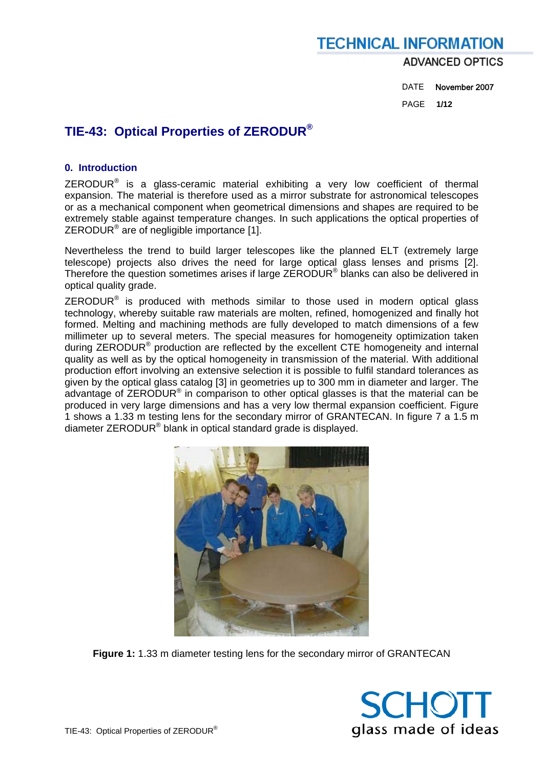# TIE-43: Optical Properties of ZERODUR®

## 0. Introduction

ZERODUR® is a glass-ceramic material exhibiting a very low coefficient of thermal expansion. The material is therefore used as a mirror substrate for astronomical telescopes or as a mechanical component when geometrical dimensions and shapes are required to be extremely stable against temperature changes. In such applications the optical properties of ZERODUR® are of negligible importance [1].

Nevertheless the trend to build larger telescopes like the planned ELT (extremely large telescope) projects also drives the need for large optical glass lenses and prisms [2]. Therefore the question sometimes arises if large ZERODUR® blanks can also be delivered in optical quality grade.

ZERODUR® is produced with methods similar to those used in modern optical glass technology, whereby suitable raw materials are molten, refined, homogenized and finally hot formed. Melting and machining methods are fully developed to match dimensions of a few millimeter up to several meters. The special measures for homogeneity optimization taken during ZERODUR® production are reflected by the excellent CTE homogeneity and internal quality as well as by the optical homogeneity in transmission of the material. With additional production effort involving an extensive selection it is possible to fulfil standard tolerances as given by the optical glass catalog [3] in geometries up to 300 mm in diameter and larger. The advantage of ZERODUR® in comparison to other optical glasses is that the material can be produced in very large dimensions and has a very low thermal expansion coefficient. Figure 1 shows a 1.33 m testing lens for the secondary mirror of GRANTECAN. In figure 7 a 1.5 m diameter ZERODUR® blank in optical standard grade is displayed.

**Figure 1:** 1.33 m diameter testing lens for the secondary mirror of GRANTECAN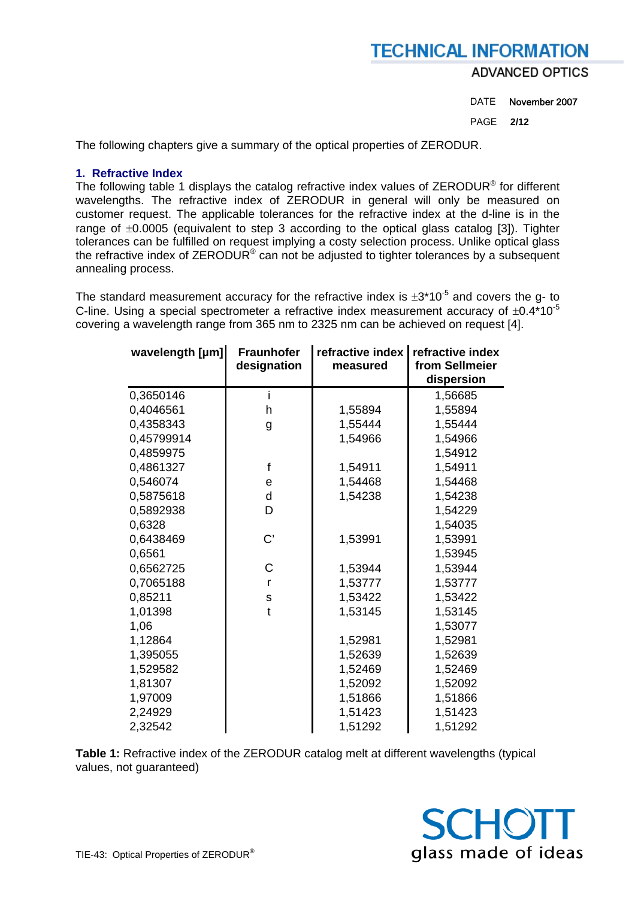The following chapters give a summary of the optical properties of ZERODUR.

## 1. Refractive Index

The following table 1 displays the catalog refractive index values of ZERODUR® for different wavelengths. The refractive index of ZERODUR in general will only be measured on customer request. The applicable tolerances for the refractive index at the d-line is in the range of ±0.0005 (equivalent to step 3 according to the optical glass catalog [3]). Tighter tolerances can be fulfilled on request implying a costy selection process. Unlike optical glass the refractive index of ZERODUR® can not be adjusted to tighter tolerances by a subsequent annealing process.

The standard measurement accuracy for the refractive index is $\pm 3*10^{-5}$ and covers the g- to C-line. Using a special spectrometer a refractive index measurement accuracy of $\pm 0.4*10^{-5}$ covering a wavelength range from 365 nm to 2325 nm can be achieved on request [4].

| wavelength [µm] | Fraunhofer designation | refractive index measured | refractive index from Sellmeier dispersion |
|---|---|---|---|
| 0,3650146 | i | | 1,56685 |
| 0,4046561 | h | 1,55894 | 1,55894 |
| 0,4358343 | g | 1,55444 | 1,55444 |
| 0,45799914 | | 1,54966 | 1,54966 |
| 0,4859975 | | | 1,54912 |
| 0,4861327 | f | 1,54911 | 1,54911 |
| 0,546074 | e | 1,54468 | 1,54468 |
| 0,5875618 | d | 1,54238 | 1,54238 |
| 0,5892938 | D | | 1,54229 |
| 0,6328 | | | 1,54035 |
| 0,6438469 | C' | 1,53991 | 1,53991 |
| 0,6561 | | | 1,53945 |
| 0,6562725 | C | 1,53944 | 1,53944 |
| 0,7065188 | r | 1,53777 | 1,53777 |
| 0,85211 | s | 1,53422 | 1,53422 |
| 1,01398 | t | 1,53145 | 1,53145 |
| 1,06 | | | 1,53077 |
| 1,12864 | | 1,52981 | 1,52981 |
| 1,395055 | | 1,52639 | 1,52639 |
| 1,529582 | | 1,52469 | 1,52469 |
| 1,81307 | | 1,52092 | 1,52092 |
| 1,97009 | | 1,51866 | 1,51866 |
| 2,24929 | | 1,51423 | 1,51423 |
| 2,32542 | | 1,51292 | 1,51292 |

**Table 1:** Refractive index of the ZERODUR catalog melt at different wavelengths (typical values, not guaranteed)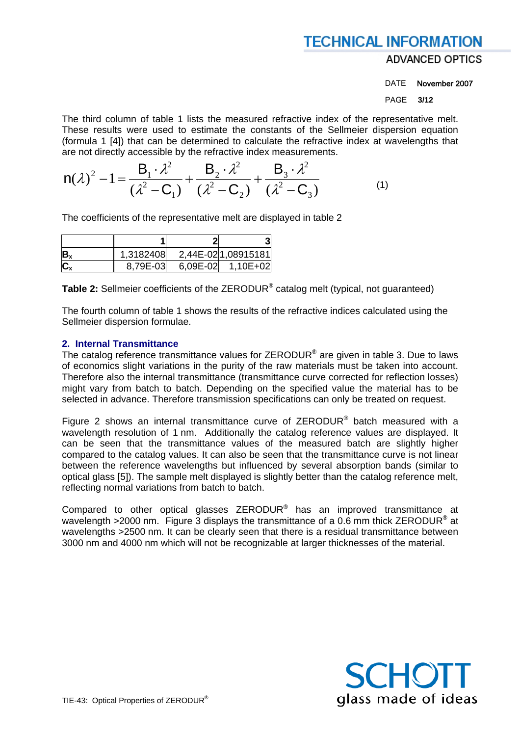The third column of table 1 lists the measured refractive index of the representative melt. These results were used to estimate the constants of the Sellmeier dispersion equation (formula 1 [4]) that can be determined to calculate the refractive index at wavelengths that are not directly accessible by the refractive index measurements.

$$n(\lambda)^2 - 1 = \frac{B_1 \cdot \lambda^2}{(\lambda^2 - C_1)} + \frac{B_2 \cdot \lambda^2}{(\lambda^2 - C_2)} + \frac{B_3 \cdot \lambda^2}{(\lambda^2 - C_3)} \qquad (1)$$

The coefficients of the representative melt are displayed in table 2

| | 1 | 2 | 3 |
|---|---|---|---|
| $B_x$ | 1,3182408 | 2,44E-02 | 1,08915181 |
| $C_x$ | 8,79E-03 | 6,09E-02 | 1,10E+02 |

**Table 2:** Sellmeier coefficients of the ZERODUR® catalog melt (typical, not guaranteed)

The fourth column of table 1 shows the results of the refractive indices calculated using the Sellmeier dispersion formulae.

## 2. Internal Transmittance

The catalog reference transmittance values for ZERODUR® are given in table 3. Due to laws of economics slight variations in the purity of the raw materials must be taken into account. Therefore also the internal transmittance (transmittance curve corrected for reflection losses) might vary from batch to batch. Depending on the specified value the material has to be selected in advance. Therefore transmission specifications can only be treated on request.

Figure 2 shows an internal transmittance curve of ZERODUR® batch measured with a wavelength resolution of 1 nm. Additionally the catalog reference values are displayed. It can be seen that the transmittance values of the measured batch are slightly higher compared to the catalog values. It can also be seen that the transmittance curve is not linear between the reference wavelengths but influenced by several absorption bands (similar to optical glass [5]). The sample melt displayed is slightly better than the catalog reference melt, reflecting normal variations from batch to batch.

Compared to other optical glasses ZERODUR® has an improved transmittance at wavelength >2000 nm. Figure 3 displays the transmittance of a 0.6 mm thick ZERODUR® at wavelengths >2500 nm. It can be clearly seen that there is a residual transmittance between 3000 nm and 4000 nm which will not be recognizable at larger thicknesses of the material.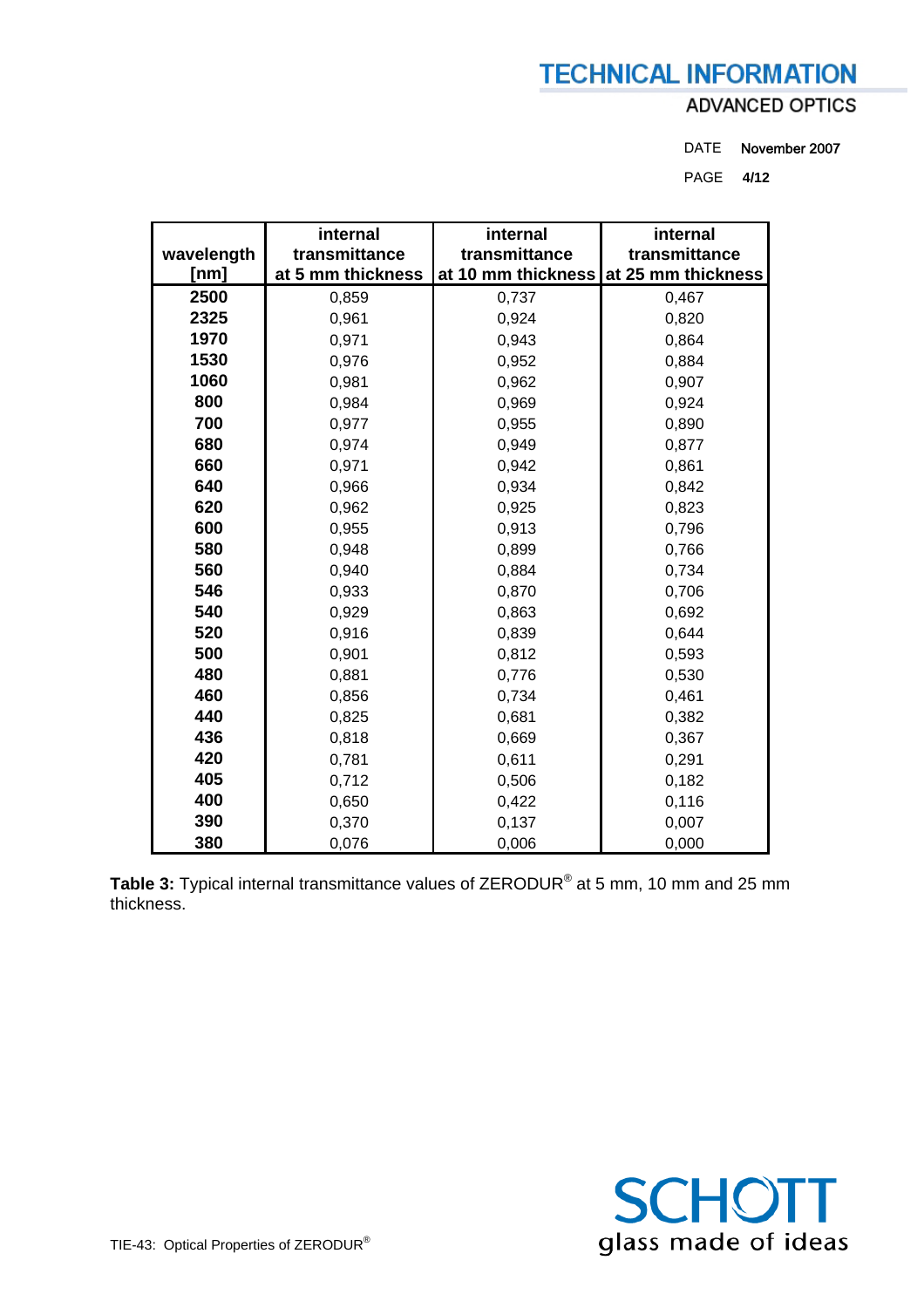| wavelength [nm] | internal transmittance at 5 mm thickness | internal transmittance at 10 mm thickness | internal transmittance at 25 mm thickness |
|---|---|---|---|
| **2500** | 0,859 | 0,737 | 0,467 |
| **2325** | 0,961 | 0,924 | 0,820 |
| **1970** | 0,971 | 0,943 | 0,864 |
| **1530** | 0,976 | 0,952 | 0,884 |
| **1060** | 0,981 | 0,962 | 0,907 |
| **800** | 0,984 | 0,969 | 0,924 |
| **700** | 0,977 | 0,955 | 0,890 |
| **680** | 0,974 | 0,949 | 0,877 |
| **660** | 0,971 | 0,942 | 0,861 |
| **640** | 0,966 | 0,934 | 0,842 |
| **620** | 0,962 | 0,925 | 0,823 |
| **600** | 0,955 | 0,913 | 0,796 |
| **580** | 0,948 | 0,899 | 0,766 |
| **560** | 0,940 | 0,884 | 0,734 |
| **546** | 0,933 | 0,870 | 0,706 |
| **540** | 0,929 | 0,863 | 0,692 |
| **520** | 0,916 | 0,839 | 0,644 |
| **500** | 0,901 | 0,812 | 0,593 |
| **480** | 0,881 | 0,776 | 0,530 |
| **460** | 0,856 | 0,734 | 0,461 |
| **440** | 0,825 | 0,681 | 0,382 |
| **436** | 0,818 | 0,669 | 0,367 |
| **420** | 0,781 | 0,611 | 0,291 |
| **405** | 0,712 | 0,506 | 0,182 |
| **400** | 0,650 | 0,422 | 0,116 |
| **390** | 0,370 | 0,137 | 0,007 |
| **380** | 0,076 | 0,006 | 0,000 |

**Table 3:** Typical internal transmittance values of ZERODUR® at 5 mm, 10 mm and 25 mm thickness.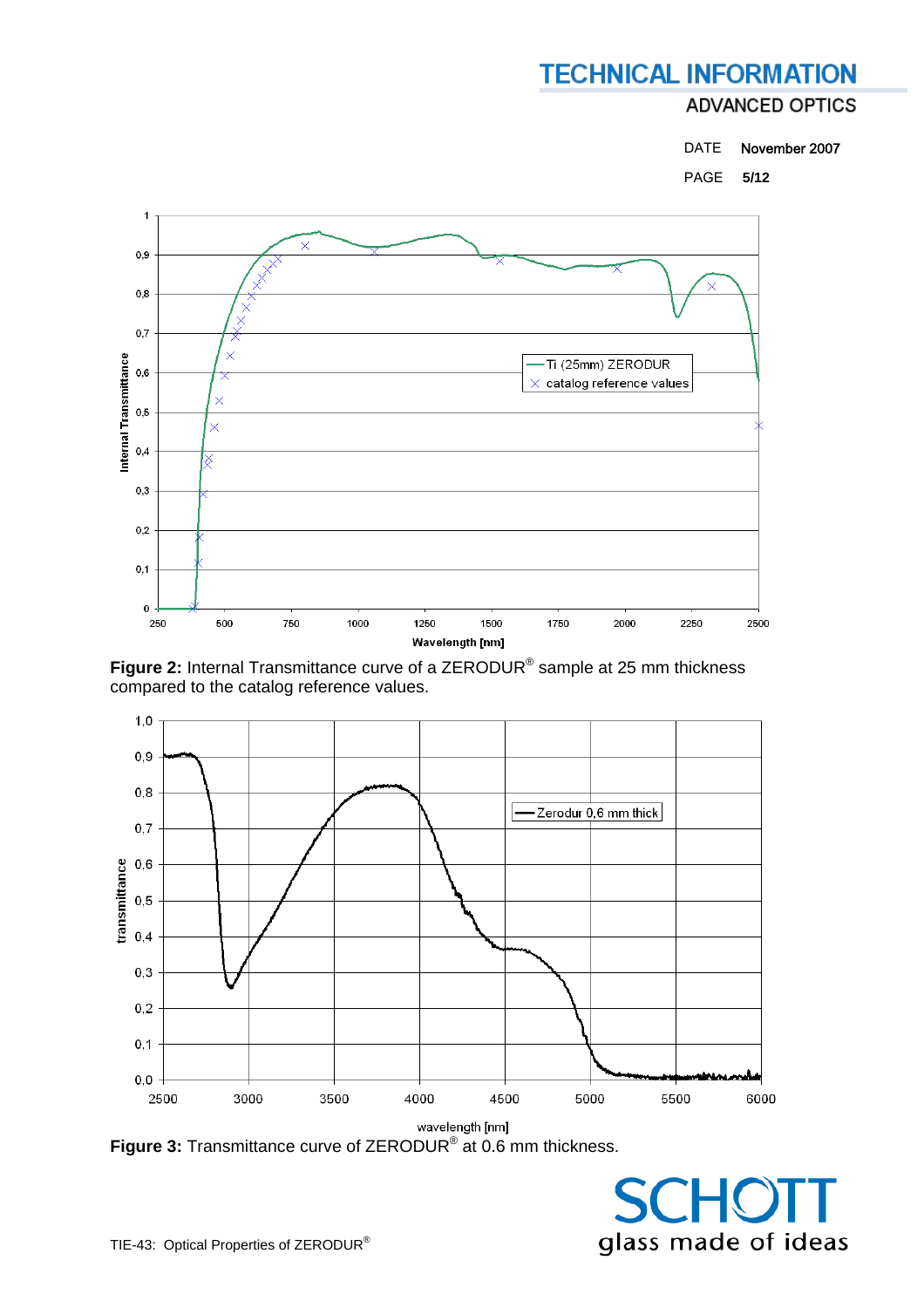Figure 2: Internal Transmittance curve of a ZERODUR® sample at 25 mm thickness compared to the catalog reference values.

Figure 3: Transmittance curve of ZERODUR® at 0.6 mm thickness.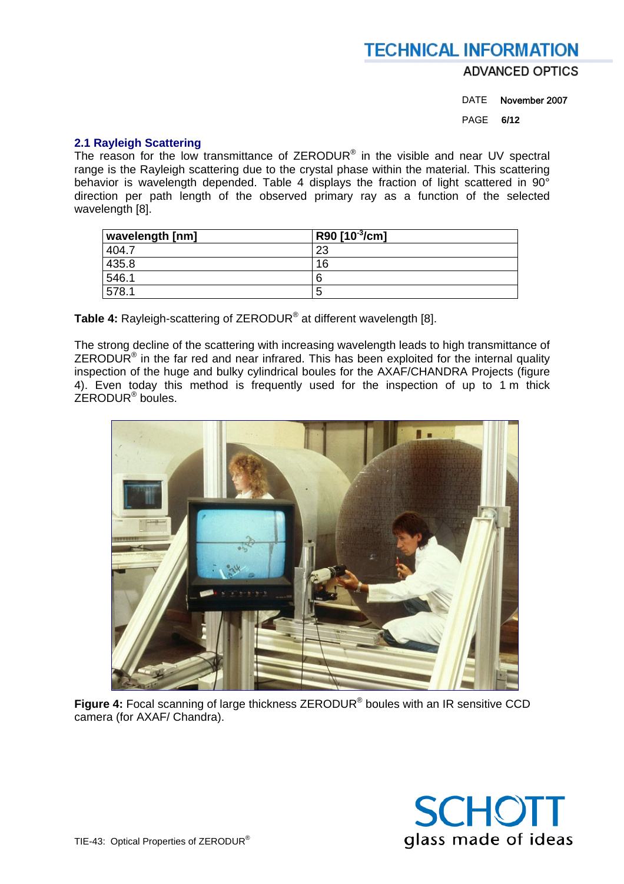## 2.1 Rayleigh Scattering

The reason for the low transmittance of ZERODUR® in the visible and near UV spectral range is the Rayleigh scattering due to the crystal phase within the material. This scattering behavior is wavelength depended. Table 4 displays the fraction of light scattered in 90° direction per path length of the observed primary ray as a function of the selected wavelength [8].

| wavelength [nm] | R90 [$10^{-3}$/cm] |
|---|---|
| 404.7 | 23 |
| 435.8 | 16 |
| 546.1 | 6 |
| 578.1 | 5 |

**Table 4:** Rayleigh-scattering of ZERODUR® at different wavelength [8].

The strong decline of the scattering with increasing wavelength leads to high transmittance of ZERODUR® in the far red and near infrared. This has been exploited for the internal quality inspection of the huge and bulky cylindrical boules for the AXAF/CHANDRA Projects (figure 4). Even today this method is frequently used for the inspection of up to 1 m thick ZERODUR® boules.

**Figure 4:** Focal scanning of large thickness ZERODUR® boules with an IR sensitive CCD camera (for AXAF/ Chandra).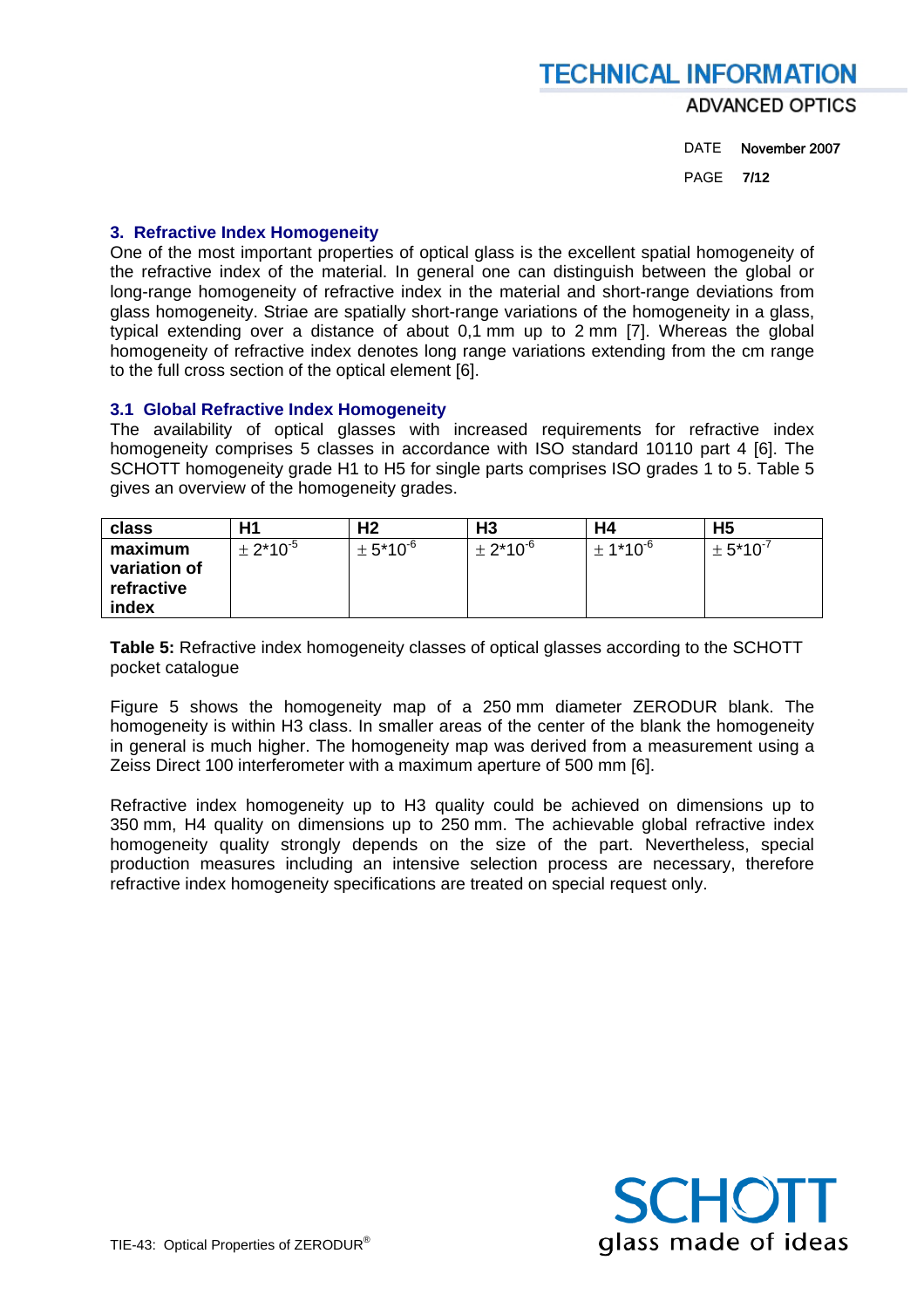## 3. Refractive Index Homogeneity

One of the most important properties of optical glass is the excellent spatial homogeneity of the refractive index of the material. In general one can distinguish between the global or long-range homogeneity of refractive index in the material and short-range deviations from glass homogeneity. Striae are spatially short-range variations of the homogeneity in a glass, typical extending over a distance of about 0,1 mm up to 2 mm [7]. Whereas the global homogeneity of refractive index denotes long range variations extending from the cm range to the full cross section of the optical element [6].

### 3.1 Global Refractive Index Homogeneity

The availability of optical glasses with increased requirements for refractive index homogeneity comprises 5 classes in accordance with ISO standard 10110 part 4 [6]. The SCHOTT homogeneity grade H1 to H5 for single parts comprises ISO grades 1 to 5. Table 5 gives an overview of the homogeneity grades.

| class | H1 | H2 | H3 | H4 | H5 |
|---|---|---|---|---|---|
| **maximum variation of refractive index** | $\pm 2 \cdot 10^{-5}$ | $\pm 5 \cdot 10^{-6}$ | $\pm 2 \cdot 10^{-6}$ | $\pm 1 \cdot 10^{-6}$ | $\pm 5 \cdot 10^{-7}$ |

**Table 5:** Refractive index homogeneity classes of optical glasses according to the SCHOTT pocket catalogue

Figure 5 shows the homogeneity map of a 250 mm diameter ZERODUR blank. The homogeneity is within H3 class. In smaller areas of the center of the blank the homogeneity in general is much higher. The homogeneity map was derived from a measurement using a Zeiss Direct 100 interferometer with a maximum aperture of 500 mm [6].

Refractive index homogeneity up to H3 quality could be achieved on dimensions up to 350 mm, H4 quality on dimensions up to 250 mm. The achievable global refractive index homogeneity quality strongly depends on the size of the part. Nevertheless, special production measures including an intensive selection process are necessary, therefore refractive index homogeneity specifications are treated on special request only.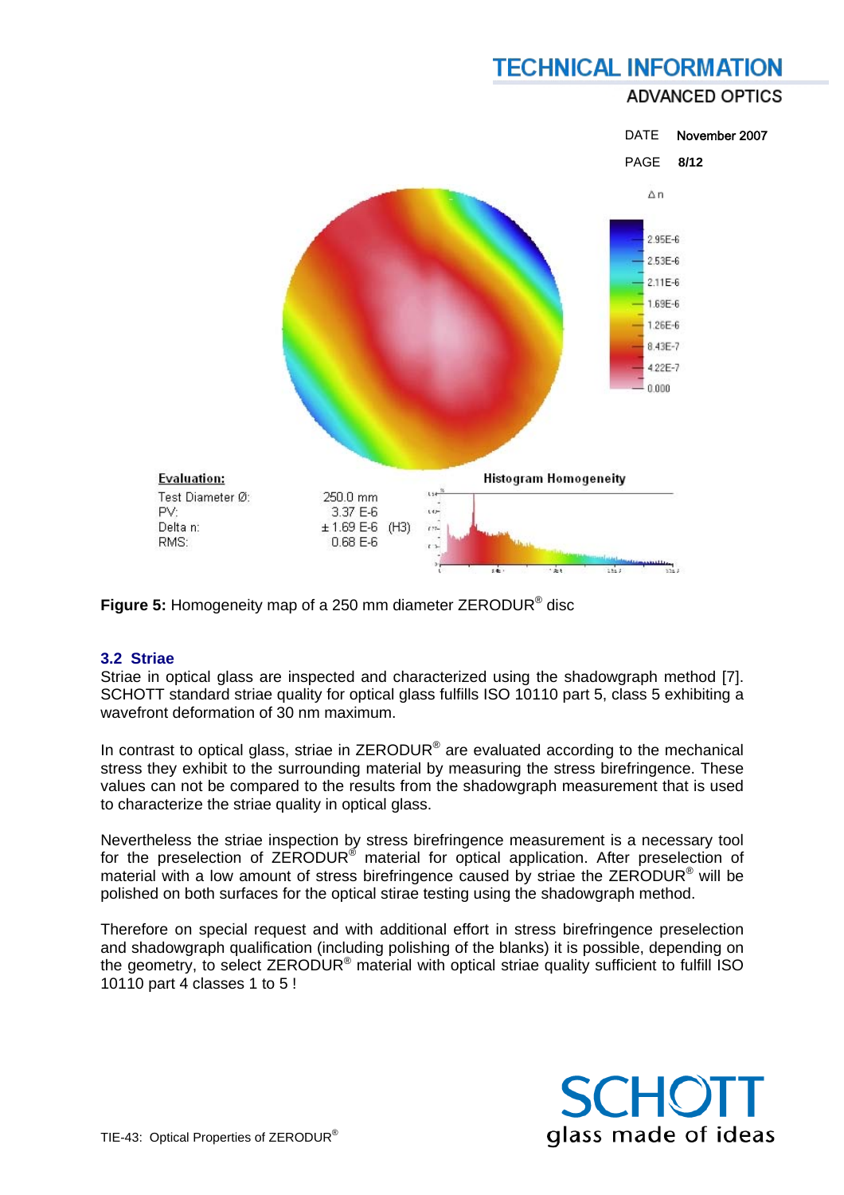**Evaluation:**

| | |
|---|---|
| Test Diameter Ø: | 250.0 mm |
| PV: | 3.37 E-6 |
| Delta n: | ± 1.69 E-6 (H3) |
| RMS: | 0.68 E-6 |

**Figure 5:** Homogeneity map of a 250 mm diameter ZERODUR® disc

### 3.2 Striae

Striae in optical glass are inspected and characterized using the shadowgraph method [7]. SCHOTT standard striae quality for optical glass fulfills ISO 10110 part 5, class 5 exhibiting a wavefront deformation of 30 nm maximum.

In contrast to optical glass, striae in ZERODUR® are evaluated according to the mechanical stress they exhibit to the surrounding material by measuring the stress birefringence. These values can not be compared to the results from the shadowgraph measurement that is used to characterize the striae quality in optical glass.

Nevertheless the striae inspection by stress birefringence measurement is a necessary tool for the preselection of ZERODUR® material for optical application. After preselection of material with a low amount of stress birefringence caused by striae the ZERODUR® will be polished on both surfaces for the optical stirae testing using the shadowgraph method.

Therefore on special request and with additional effort in stress birefringence preselection and shadowgraph qualification (including polishing of the blanks) it is possible, depending on the geometry, to select ZERODUR® material with optical striae quality sufficient to fulfill ISO 10110 part 4 classes 1 to 5 !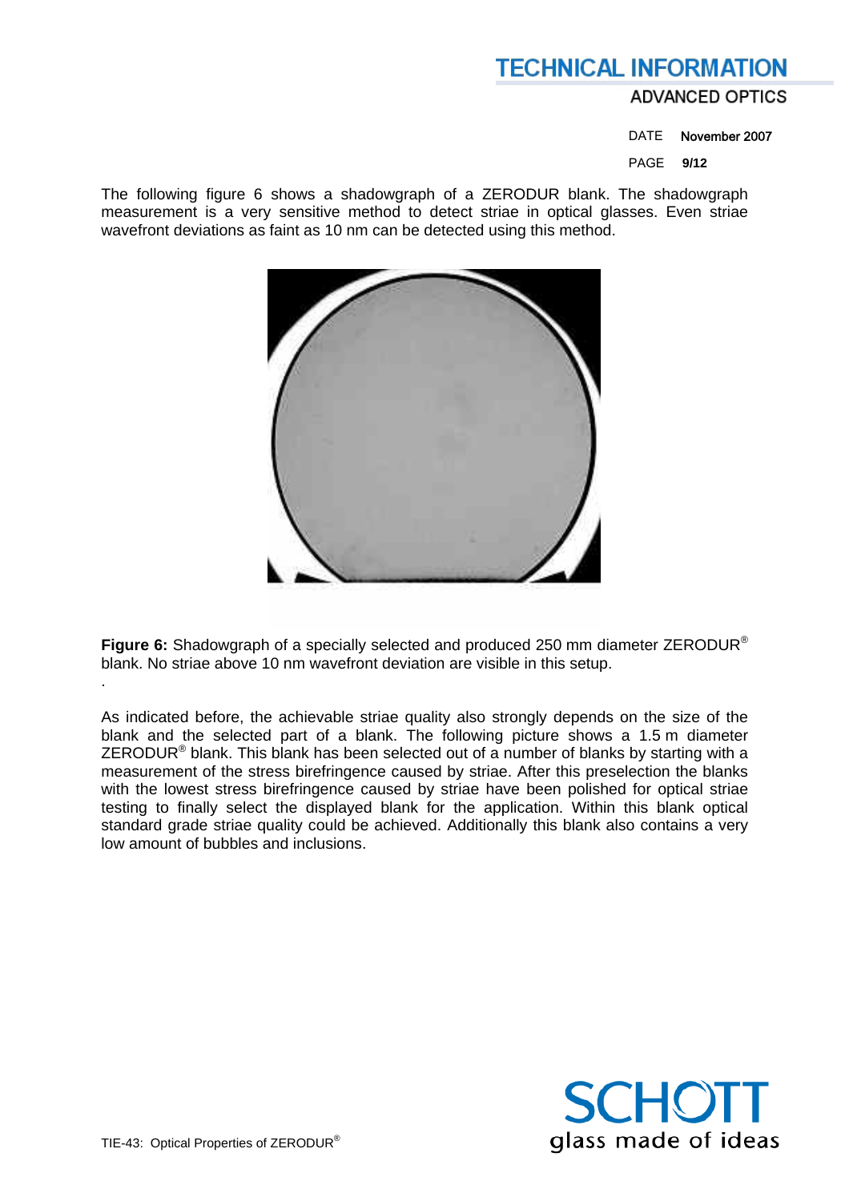The following figure 6 shows a shadowgraph of a ZERODUR blank. The shadowgraph measurement is a very sensitive method to detect striae in optical glasses. Even striae wavefront deviations as faint as 10 nm can be detected using this method.

**Figure 6:** Shadowgraph of a specially selected and produced 250 mm diameter ZERODUR® blank. No striae above 10 nm wavefront deviation are visible in this setup.

As indicated before, the achievable striae quality also strongly depends on the size of the blank and the selected part of a blank. The following picture shows a 1.5 m diameter ZERODUR® blank. This blank has been selected out of a number of blanks by starting with a measurement of the stress birefringence caused by striae. After this preselection the blanks with the lowest stress birefringence caused by striae have been polished for optical striae testing to finally select the displayed blank for the application. Within this blank optical standard grade striae quality could be achieved. Additionally this blank also contains a very low amount of bubbles and inclusions.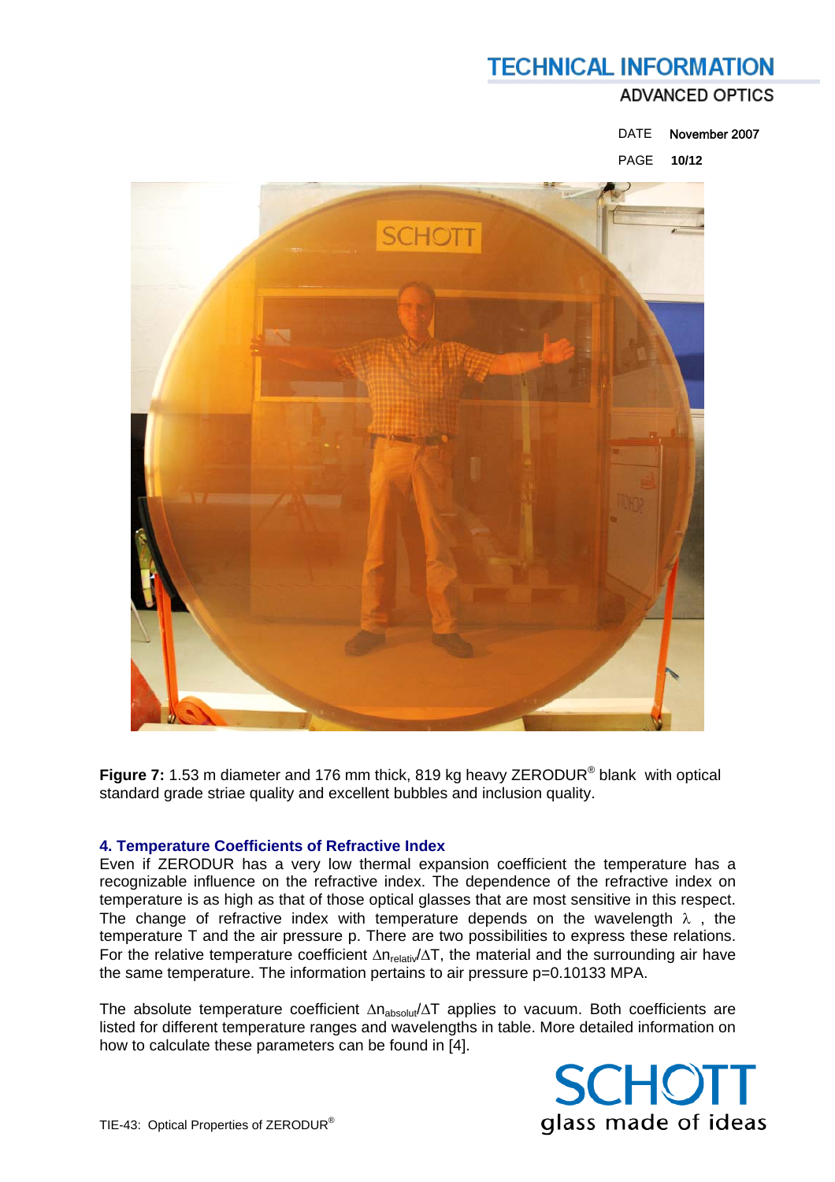**Figure 7:** 1.53 m diameter and 176 mm thick, 819 kg heavy ZERODUR® blank with optical standard grade striae quality and excellent bubbles and inclusion quality.

## 4. Temperature Coefficients of Refractive Index

Even if ZERODUR has a very low thermal expansion coefficient the temperature has a recognizable influence on the refractive index. The dependence of the refractive index on temperature is as high as that of those optical glasses that are most sensitive in this respect. The change of refractive index with temperature depends on the wavelength $\lambda$ , the temperature T and the air pressure p. There are two possibilities to express these relations. For the relative temperature coefficient $\Delta n_{relativ}/\Delta T$, the material and the surrounding air have the same temperature. The information pertains to air pressure p=0.10133 MPA.

The absolute temperature coefficient $\Delta n_{absolut}/\Delta T$ applies to vacuum. Both coefficients are listed for different temperature ranges and wavelengths in table. More detailed information on how to calculate these parameters can be found in [4].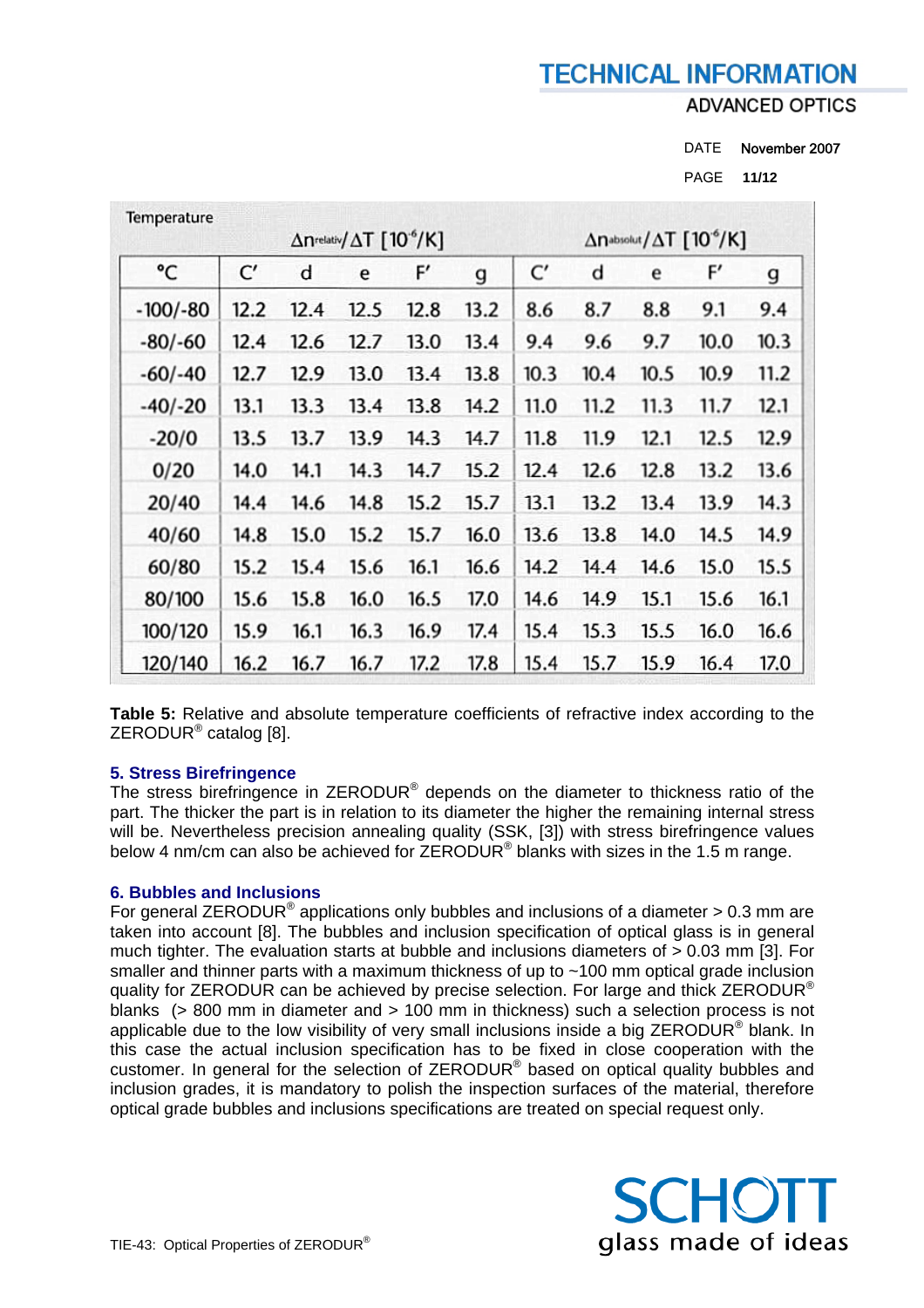| Temperature | $\Delta n_{relativ}/\Delta T$ [$10^{-6}$/K] | | | | | $\Delta n_{absolut}/\Delta T$ [$10^{-6}$/K] | | | | |
|---|---|---|---|---|---|---|---|---|---|---|
| °C | C' | d | e | F' | g | C' | d | e | F' | g |
| -100/-80 | 12.2 | 12.4 | 12.5 | 12.8 | 13.2 | 8.6 | 8.7 | 8.8 | 9.1 | 9.4 |
| -80/-60 | 12.4 | 12.6 | 12.7 | 13.0 | 13.4 | 9.4 | 9.6 | 9.7 | 10.0 | 10.3 |
| -60/-40 | 12.7 | 12.9 | 13.0 | 13.4 | 13.8 | 10.3 | 10.4 | 10.5 | 10.9 | 11.2 |
| -40/-20 | 13.1 | 13.3 | 13.4 | 13.8 | 14.2 | 11.0 | 11.2 | 11.3 | 11.7 | 12.1 |
| -20/0 | 13.5 | 13.7 | 13.9 | 14.3 | 14.7 | 11.8 | 11.9 | 12.1 | 12.5 | 12.9 |
| 0/20 | 14.0 | 14.1 | 14.3 | 14.7 | 15.2 | 12.4 | 12.6 | 12.8 | 13.2 | 13.6 |
| 20/40 | 14.4 | 14.6 | 14.8 | 15.2 | 15.7 | 13.1 | 13.2 | 13.4 | 13.9 | 14.3 |
| 40/60 | 14.8 | 15.0 | 15.2 | 15.7 | 16.0 | 13.6 | 13.8 | 14.0 | 14.5 | 14.9 |
| 60/80 | 15.2 | 15.4 | 15.6 | 16.1 | 16.6 | 14.2 | 14.4 | 14.6 | 15.0 | 15.5 |
| 80/100 | 15.6 | 15.8 | 16.0 | 16.5 | 17.0 | 14.6 | 14.9 | 15.1 | 15.6 | 16.1 |
| 100/120 | 15.9 | 16.1 | 16.3 | 16.9 | 17.4 | 15.4 | 15.3 | 15.5 | 16.0 | 16.6 |
| 120/140 | 16.2 | 16.7 | 16.7 | 17.2 | 17.8 | 15.4 | 15.7 | 15.9 | 16.4 | 17.0 |

**Table 5:** Relative and absolute temperature coefficients of refractive index according to the ZERODUR® catalog [8].

## 5. Stress Birefringence

The stress birefringence in ZERODUR® depends on the diameter to thickness ratio of the part. The thicker the part is in relation to its diameter the higher the remaining internal stress will be. Nevertheless precision annealing quality (SSK, [3]) with stress birefringence values below 4 nm/cm can also be achieved for ZERODUR® blanks with sizes in the 1.5 m range.

## 6. Bubbles and Inclusions

For general ZERODUR® applications only bubbles and inclusions of a diameter > 0.3 mm are taken into account [8]. The bubbles and inclusion specification of optical glass is in general much tighter. The evaluation starts at bubble and inclusions diameters of > 0.03 mm [3]. For smaller and thinner parts with a maximum thickness of up to ~100 mm optical grade inclusion quality for ZERODUR can be achieved by precise selection. For large and thick ZERODUR® blanks (> 800 mm in diameter and > 100 mm in thickness) such a selection process is not applicable due to the low visibility of very small inclusions inside a big ZERODUR® blank. In this case the actual inclusion specification has to be fixed in close cooperation with the customer. In general for the selection of ZERODUR® based on optical quality bubbles and inclusion grades, it is mandatory to polish the inspection surfaces of the material, therefore optical grade bubbles and inclusions specifications are treated on special request only.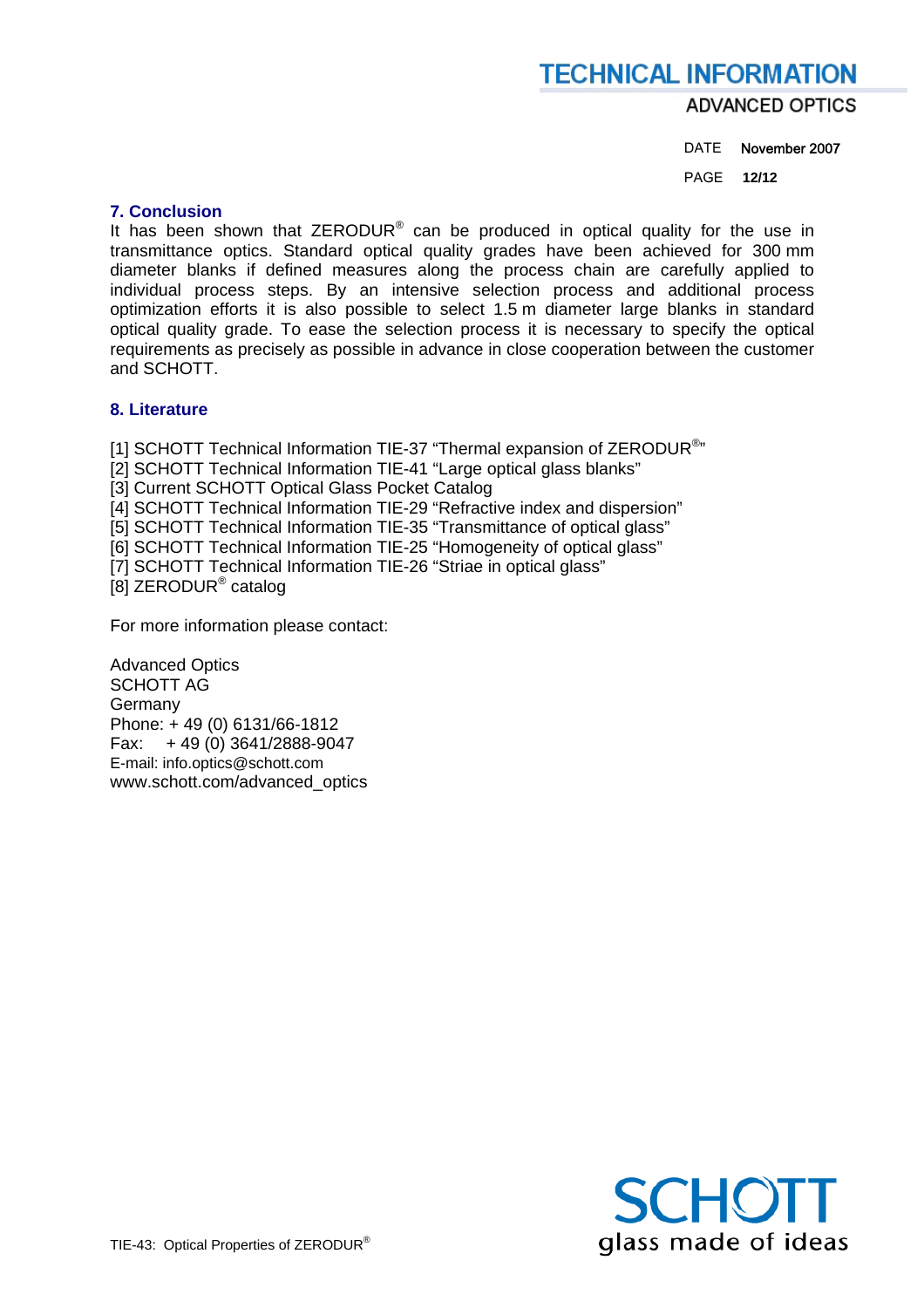## 7. Conclusion

It has been shown that ZERODUR® can be produced in optical quality for the use in transmittance optics. Standard optical quality grades have been achieved for 300 mm diameter blanks if defined measures along the process chain are carefully applied to individual process steps. By an intensive selection process and additional process optimization efforts it is also possible to select 1.5 m diameter large blanks in standard optical quality grade. To ease the selection process it is necessary to specify the optical requirements as precisely as possible in advance in close cooperation between the customer and SCHOTT.

## 8. Literature

[1] SCHOTT Technical Information TIE-37 “Thermal expansion of ZERODUR®”
[2] SCHOTT Technical Information TIE-41 “Large optical glass blanks”
[3] Current SCHOTT Optical Glass Pocket Catalog
[4] SCHOTT Technical Information TIE-29 “Refractive index and dispersion”
[5] SCHOTT Technical Information TIE-35 “Transmittance of optical glass”
[6] SCHOTT Technical Information TIE-25 “Homogeneity of optical glass”
[7] SCHOTT Technical Information TIE-26 “Striae in optical glass”
[8] ZERODUR® catalog

For more information please contact:

Advanced Optics
SCHOTT AG
Germany
Phone: + 49 (0) 6131/66-1812
Fax: + 49 (0) 3641/2888-9047
E-mail: info.optics@schott.com
www.schott.com/advanced_optics